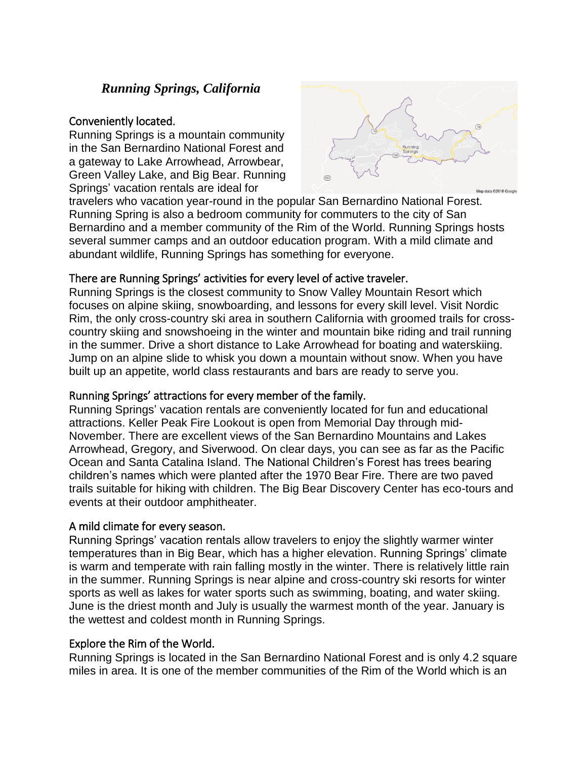# *Running Springs, California*

## Conveniently located.

Running Springs is a mountain community in the San Bernardino National Forest and a gateway to Lake Arrowhead, Arrowbear, Green Valley Lake, and Big Bear. Running Springs' vacation rentals are ideal for travelers who vacation year-round in the popular San Bernardino National Forest. Running Spring is also a bedroom community for commuters to the city of San Bernardino and a member community of the Rim of the World. Running Springs hosts several summer camps and an outdoor education program. With a mild climate and abundant wildlife, Running Springs has something for everyone.

## There are Running Springs' activities for every level of active traveler.

Running Springs is the closest community to Snow Valley Mountain Resort which focuses on alpine skiing, snowboarding, and lessons for every skill level. Visit Nordic Rim, the only cross-country ski area in southern California with groomed trails for cross-country skiing and snowshoeing in the winter and mountain bike riding and trail running in the summer. Drive a short distance to Lake Arrowhead for boating and waterskiing. Jump on an alpine slide to whisk you down a mountain without snow. When you have built up an appetite, world class restaurants and bars are ready to serve you.

## Running Springs' attractions for every member of the family.

Running Springs' vacation rentals are conveniently located for fun and educational attractions. Keller Peak Fire Lookout is open from Memorial Day through mid-November. There are excellent views of the San Bernardino Mountains and Lakes Arrowhead, Gregory, and Siverwood. On clear days, you can see as far as the Pacific Ocean and Santa Catalina Island. The National Children's Forest has trees bearing children's names which were planted after the 1970 Bear Fire. There are two paved trails suitable for hiking with children. The Big Bear Discovery Center has eco-tours and events at their outdoor amphitheater.

## A mild climate for every season.

Running Springs' vacation rentals allow travelers to enjoy the slightly warmer winter temperatures than in Big Bear, which has a higher elevation. Running Springs' climate is warm and temperate with rain falling mostly in the winter. There is relatively little rain in the summer. Running Springs is near alpine and cross-country ski resorts for winter sports as well as lakes for water sports such as swimming, boating, and water skiing. June is the driest month and July is usually the warmest month of the year. January is the wettest and coldest month in Running Springs.

## Explore the Rim of the World.

Running Springs is located in the San Bernardino National Forest and is only 4.2 square miles in area. It is one of the member communities of the Rim of the World which is an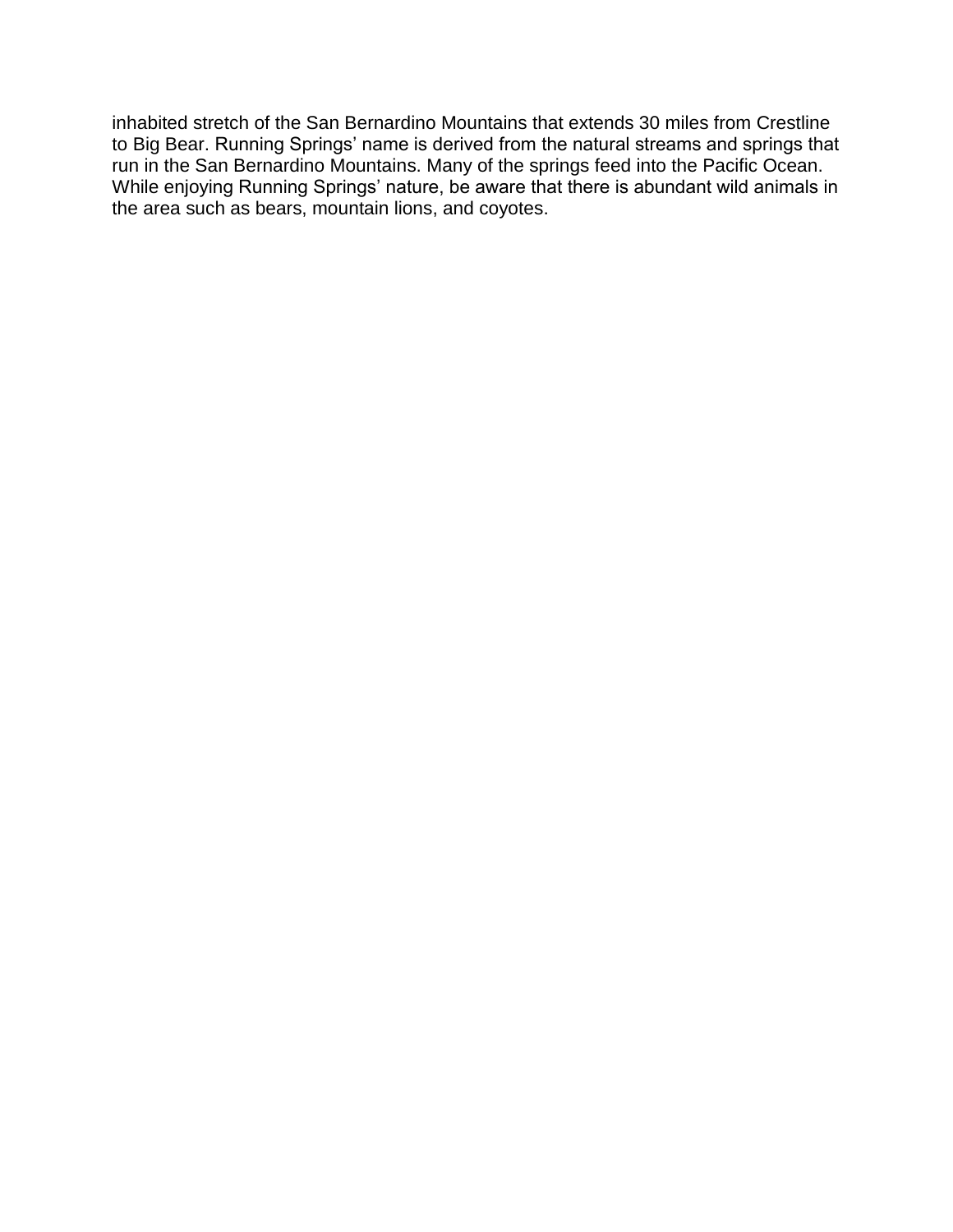inhabited stretch of the San Bernardino Mountains that extends 30 miles from Crestline to Big Bear. Running Springs' name is derived from the natural streams and springs that run in the San Bernardino Mountains. Many of the springs feed into the Pacific Ocean. While enjoying Running Springs' nature, be aware that there is abundant wild animals in the area such as bears, mountain lions, and coyotes.